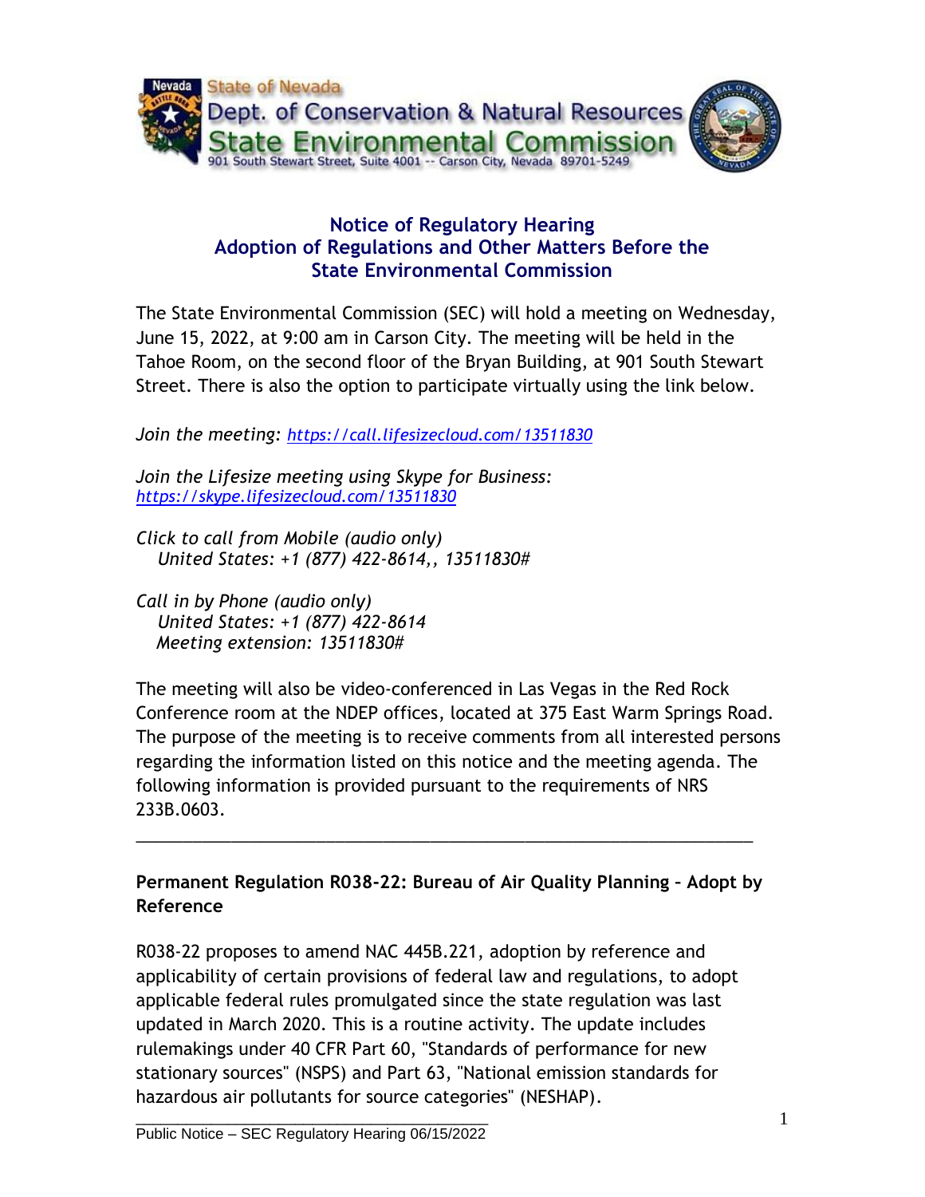State of Nevada
Dept. of Conservation & Natural Resources
State Environmental Commission
901 South Stewart Street, Suite 4001 -- Carson City, Nevada 89701-5249

## Notice of Regulatory Hearing
## Adoption of Regulations and Other Matters Before the State Environmental Commission

The State Environmental Commission (SEC) will hold a meeting on Wednesday, June 15, 2022, at 9:00 am in Carson City. The meeting will be held in the Tahoe Room, on the second floor of the Bryan Building, at 901 South Stewart Street. There is also the option to participate virtually using the link below.

*Join the meeting: https://call.lifesizecloud.com/13511830*

*Join the Lifesize meeting using Skype for Business:*
*https://skype.lifesizecloud.com/13511830*

*Click to call from Mobile (audio only)*
*United States: +1 (877) 422-8614,, 13511830#*

*Call in by Phone (audio only)*
*United States: +1 (877) 422-8614*
*Meeting extension: 13511830#*

The meeting will also be video-conferenced in Las Vegas in the Red Rock Conference room at the NDEP offices, located at 375 East Warm Springs Road. The purpose of the meeting is to receive comments from all interested persons regarding the information listed on this notice and the meeting agenda. The following information is provided pursuant to the requirements of NRS 233B.0603.

---

**Permanent Regulation R038-22: Bureau of Air Quality Planning – Adopt by Reference**

R038-22 proposes to amend NAC 445B.221, adoption by reference and applicability of certain provisions of federal law and regulations, to adopt applicable federal rules promulgated since the state regulation was last updated in March 2020. This is a routine activity. The update includes rulemakings under 40 CFR Part 60, "Standards of performance for new stationary sources" (NSPS) and Part 63, "National emission standards for hazardous air pollutants for source categories" (NESHAP).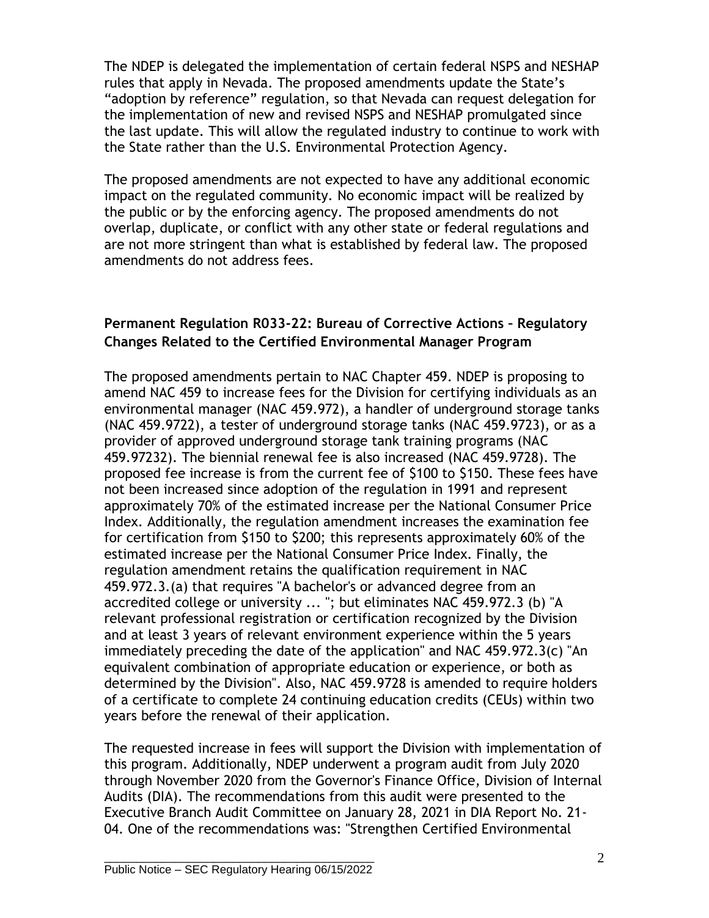The NDEP is delegated the implementation of certain federal NSPS and NESHAP rules that apply in Nevada. The proposed amendments update the State's "adoption by reference" regulation, so that Nevada can request delegation for the implementation of new and revised NSPS and NESHAP promulgated since the last update. This will allow the regulated industry to continue to work with the State rather than the U.S. Environmental Protection Agency.

The proposed amendments are not expected to have any additional economic impact on the regulated community. No economic impact will be realized by the public or by the enforcing agency. The proposed amendments do not overlap, duplicate, or conflict with any other state or federal regulations and are not more stringent than what is established by federal law. The proposed amendments do not address fees.

### Permanent Regulation R033-22: Bureau of Corrective Actions – Regulatory Changes Related to the Certified Environmental Manager Program

The proposed amendments pertain to NAC Chapter 459. NDEP is proposing to amend NAC 459 to increase fees for the Division for certifying individuals as an environmental manager (NAC 459.972), a handler of underground storage tanks (NAC 459.9722), a tester of underground storage tanks (NAC 459.9723), or as a provider of approved underground storage tank training programs (NAC 459.97232). The biennial renewal fee is also increased (NAC 459.9728). The proposed fee increase is from the current fee of $100 to $150. These fees have not been increased since adoption of the regulation in 1991 and represent approximately 70% of the estimated increase per the National Consumer Price Index. Additionally, the regulation amendment increases the examination fee for certification from $150 to $200; this represents approximately 60% of the estimated increase per the National Consumer Price Index. Finally, the regulation amendment retains the qualification requirement in NAC 459.972.3.(a) that requires "A bachelor's or advanced degree from an accredited college or university ... "; but eliminates NAC 459.972.3 (b) "A relevant professional registration or certification recognized by the Division and at least 3 years of relevant environment experience within the 5 years immediately preceding the date of the application" and NAC 459.972.3(c) "An equivalent combination of appropriate education or experience, or both as determined by the Division". Also, NAC 459.9728 is amended to require holders of a certificate to complete 24 continuing education credits (CEUs) within two years before the renewal of their application.

The requested increase in fees will support the Division with implementation of this program. Additionally, NDEP underwent a program audit from July 2020 through November 2020 from the Governor's Finance Office, Division of Internal Audits (DIA). The recommendations from this audit were presented to the Executive Branch Audit Committee on January 28, 2021 in DIA Report No. 21-04. One of the recommendations was: "Strengthen Certified Environmental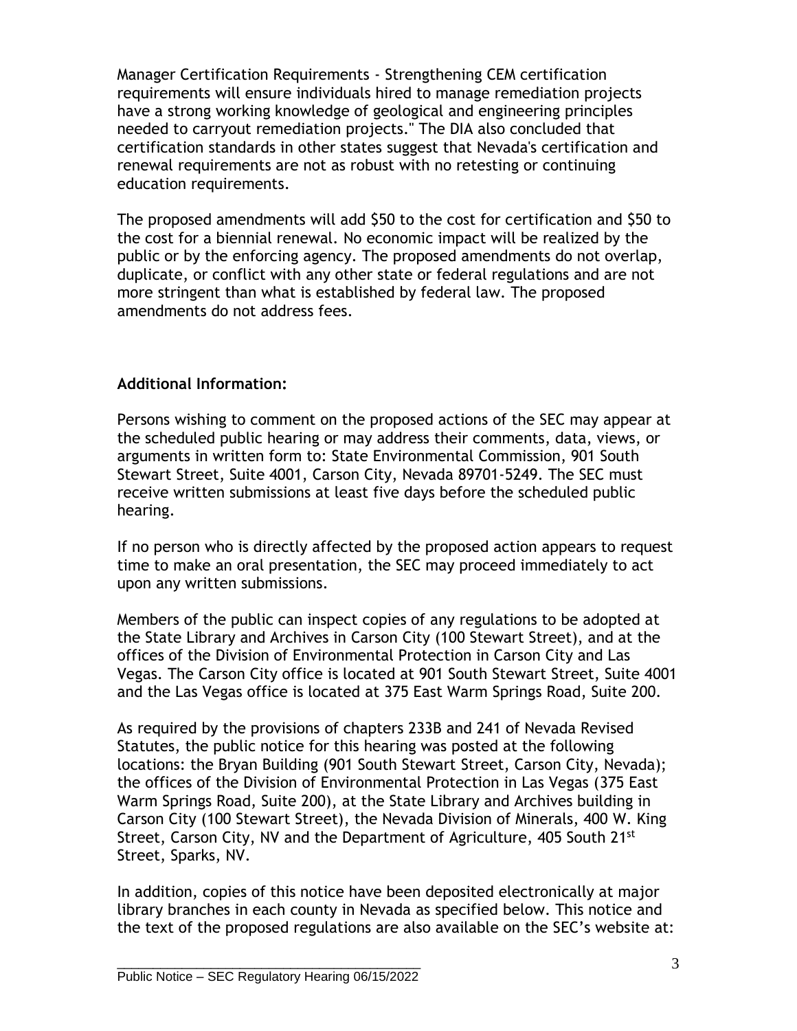Manager Certification Requirements - Strengthening CEM certification requirements will ensure individuals hired to manage remediation projects have a strong working knowledge of geological and engineering principles needed to carryout remediation projects." The DIA also concluded that certification standards in other states suggest that Nevada's certification and renewal requirements are not as robust with no retesting or continuing education requirements.

The proposed amendments will add $50 to the cost for certification and $50 to the cost for a biennial renewal. No economic impact will be realized by the public or by the enforcing agency. The proposed amendments do not overlap, duplicate, or conflict with any other state or federal regulations and are not more stringent than what is established by federal law. The proposed amendments do not address fees.

**Additional Information:**

Persons wishing to comment on the proposed actions of the SEC may appear at the scheduled public hearing or may address their comments, data, views, or arguments in written form to: State Environmental Commission, 901 South Stewart Street, Suite 4001, Carson City, Nevada 89701-5249. The SEC must receive written submissions at least five days before the scheduled public hearing.

If no person who is directly affected by the proposed action appears to request time to make an oral presentation, the SEC may proceed immediately to act upon any written submissions.

Members of the public can inspect copies of any regulations to be adopted at the State Library and Archives in Carson City (100 Stewart Street), and at the offices of the Division of Environmental Protection in Carson City and Las Vegas. The Carson City office is located at 901 South Stewart Street, Suite 4001 and the Las Vegas office is located at 375 East Warm Springs Road, Suite 200.

As required by the provisions of chapters 233B and 241 of Nevada Revised Statutes, the public notice for this hearing was posted at the following locations: the Bryan Building (901 South Stewart Street, Carson City, Nevada); the offices of the Division of Environmental Protection in Las Vegas (375 East Warm Springs Road, Suite 200), at the State Library and Archives building in Carson City (100 Stewart Street), the Nevada Division of Minerals, 400 W. King Street, Carson City, NV and the Department of Agriculture, 405 South 21st Street, Sparks, NV.

In addition, copies of this notice have been deposited electronically at major library branches in each county in Nevada as specified below. This notice and the text of the proposed regulations are also available on the SEC's website at: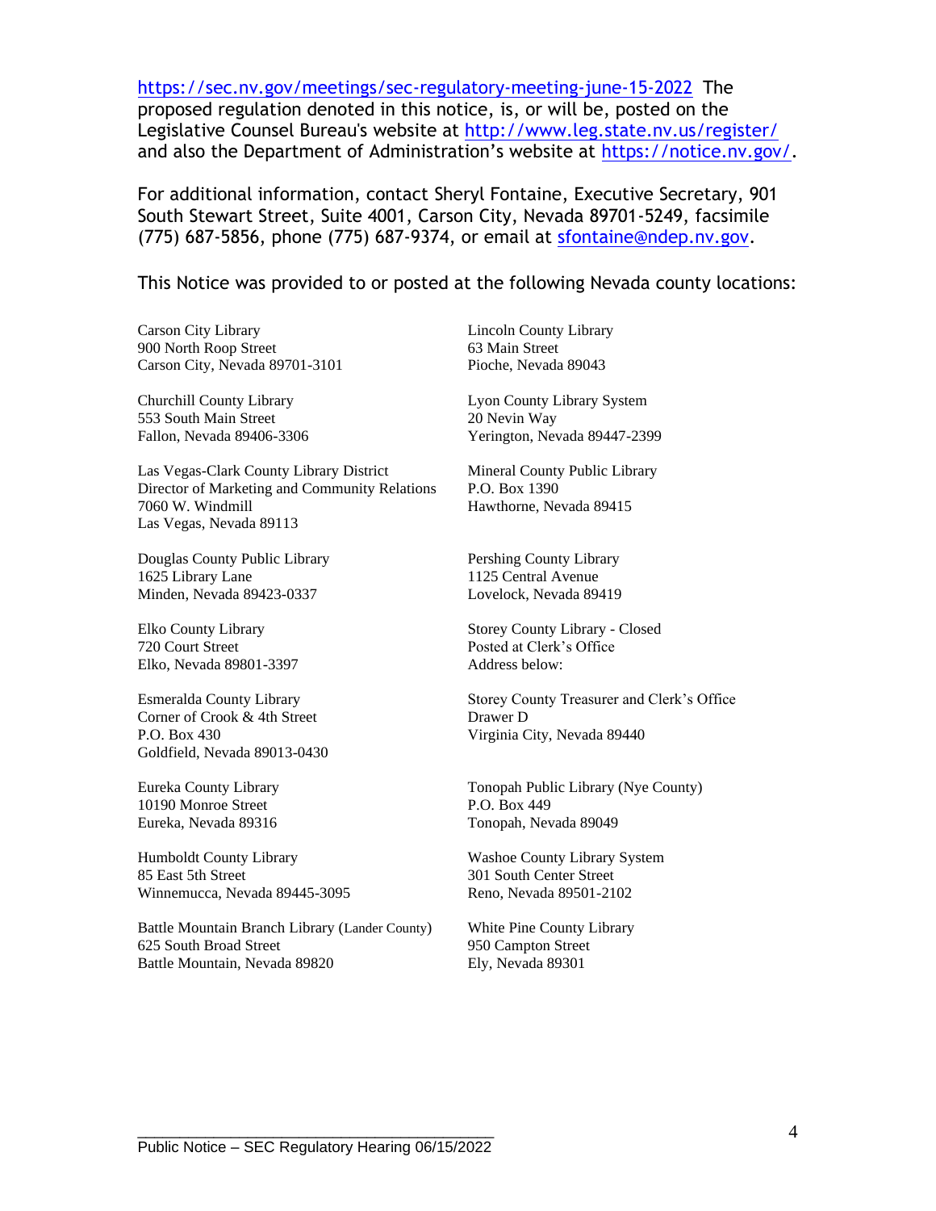https://sec.nv.gov/meetings/sec-regulatory-meeting-june-15-2022 The proposed regulation denoted in this notice, is, or will be, posted on the Legislative Counsel Bureau's website at http://www.leg.state.nv.us/register/ and also the Department of Administration's website at https://notice.nv.gov/.

For additional information, contact Sheryl Fontaine, Executive Secretary, 901 South Stewart Street, Suite 4001, Carson City, Nevada 89701-5249, facsimile (775) 687-5856, phone (775) 687-9374, or email at sfontaine@ndep.nv.gov.

This Notice was provided to or posted at the following Nevada county locations:

Carson City Library
900 North Roop Street
Carson City, Nevada 89701-3101

Churchill County Library
553 South Main Street
Fallon, Nevada 89406-3306

Las Vegas-Clark County Library District
Director of Marketing and Community Relations
7060 W. Windmill
Las Vegas, Nevada 89113

Douglas County Public Library
1625 Library Lane
Minden, Nevada 89423-0337

Elko County Library
720 Court Street
Elko, Nevada 89801-3397

Esmeralda County Library
Corner of Crook & 4th Street
P.O. Box 430
Goldfield, Nevada 89013-0430

Eureka County Library
10190 Monroe Street
Eureka, Nevada 89316

Humboldt County Library
85 East 5th Street
Winnemucca, Nevada 89445-3095

Battle Mountain Branch Library (Lander County)
625 South Broad Street
Battle Mountain, Nevada 89820

Lincoln County Library
63 Main Street
Pioche, Nevada 89043

Lyon County Library System
20 Nevin Way
Yerington, Nevada 89447-2399

Mineral County Public Library
P.O. Box 1390
Hawthorne, Nevada 89415

Pershing County Library
1125 Central Avenue
Lovelock, Nevada 89419

Storey County Library - Closed
Posted at Clerk's Office
Address below:

Storey County Treasurer and Clerk's Office
Drawer D
Virginia City, Nevada 89440

Tonopah Public Library (Nye County)
P.O. Box 449
Tonopah, Nevada 89049

Washoe County Library System
301 South Center Street
Reno, Nevada 89501-2102

White Pine County Library
950 Campton Street
Ely, Nevada 89301